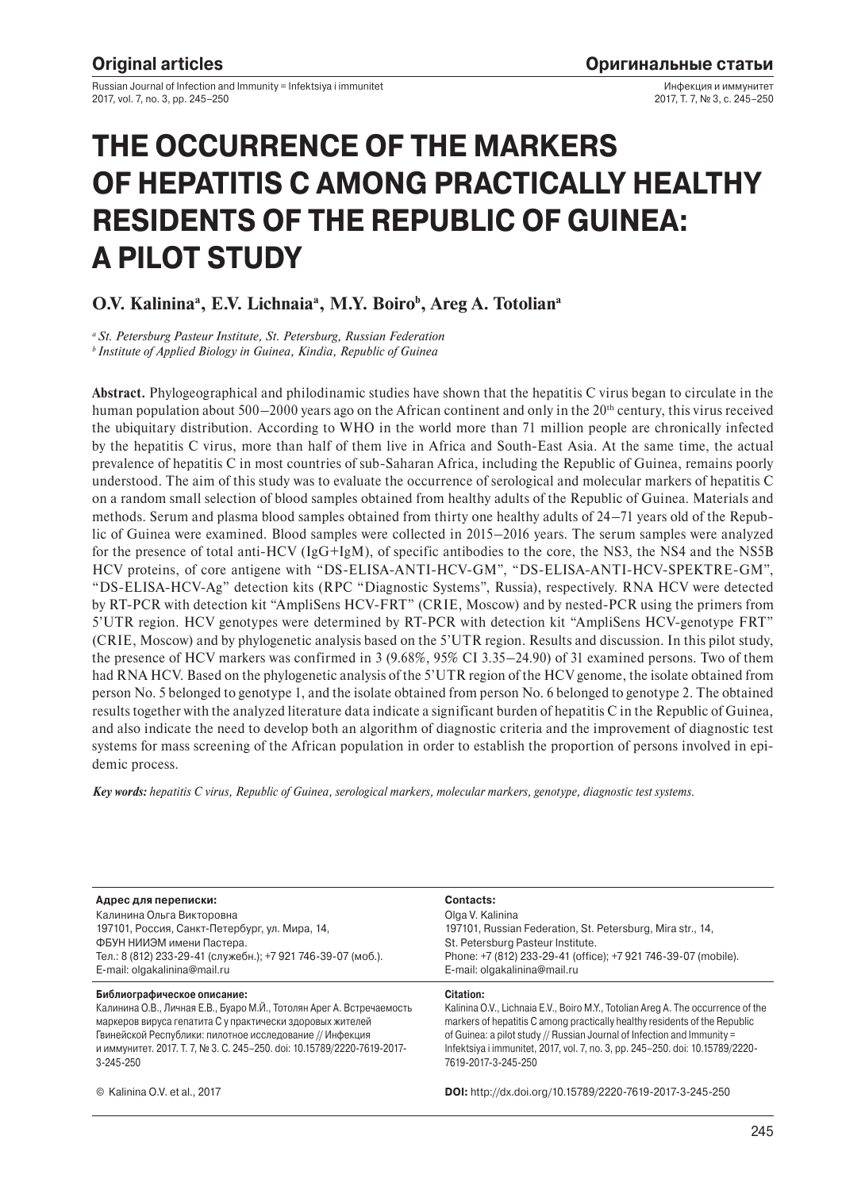# THE OCCURRENCE OF THE MARKERS OF HEPATITIS C AMONG PRACTICALLY HEALTHY RESIDENTS OF THE REPUBLIC OF GUINEA: A PILOT STUDY

**O.V. Kalinina[a], E.V. Lichnaia[a], M.Y. Boiro[b], Areg A. Totolian[a]**

*[a] St. Petersburg Pasteur Institute, St. Petersburg, Russian Federation*
*[b] Institute of Applied Biology in Guinea, Kindia, Republic of Guinea*

**Abstract.** Phylogeographical and philodinamic studies have shown that the hepatitis C virus began to circulate in the human population about 500–2000 years ago on the African continent and only in the 20th century, this virus received the ubiquitary distribution. According to WHO in the world more than 71 million people are chronically infected by the hepatitis C virus, more than half of them live in Africa and South-East Asia. At the same time, the actual prevalence of hepatitis C in most countries of sub-Saharan Africa, including the Republic of Guinea, remains poorly understood. The aim of this study was to evaluate the occurrence of serological and molecular markers of hepatitis C on a random small selection of blood samples obtained from healthy adults of the Republic of Guinea. Materials and methods. Serum and plasma blood samples obtained from thirty one healthy adults of 24–71 years old of the Republic of Guinea were examined. Blood samples were collected in 2015–2016 years. The serum samples were analyzed for the presence of total anti-HCV (IgG+IgM), of specific antibodies to the core, the NS3, the NS4 and the NS5B HCV proteins, of core antigene with "DS-ELISA-ANTI-HCV-GM", "DS-ELISA-ANTI-HCV-SPEKTRE-GM", "DS-ELISA-HCV-Ag" detection kits (RPC "Diagnostic Systems", Russia), respectively. RNA HCV were detected by RT-PCR with detection kit "AmpliSens HCV-FRT" (CRIE, Moscow) and by nested-PCR using the primers from 5'UTR region. HCV genotypes were determined by RT-PCR with detection kit "AmpliSens HCV-genotype FRT" (CRIE, Moscow) and by phylogenetic analysis based on the 5'UTR region. Results and discussion. In this pilot study, the presence of HCV markers was confirmed in 3 (9.68%, 95% CI 3.35–24.90) of 31 examined persons. Two of them had RNA HCV. Based on the phylogenetic analysis of the 5'UTR region of the HCV genome, the isolate obtained from person No. 5 belonged to genotype 1, and the isolate obtained from person No. 6 belonged to genotype 2. The obtained results together with the analyzed literature data indicate a significant burden of hepatitis C in the Republic of Guinea, and also indicate the need to develop both an algorithm of diagnostic criteria and the improvement of diagnostic test systems for mass screening of the African population in order to establish the proportion of persons involved in epidemic process.

*Key words: hepatitis C virus, Republic of Guinea, serological markers, molecular markers, genotype, diagnostic test systems.*

**Адрес для переписки:**
Калинина Ольга Викторовна
197101, Россия, Санкт-Петербург, ул. Мира, 14,
ФБУН НИИЭМ имени Пастера.
Тел.: 8 (812) 233-29-41 (служебн.); +7 921 746-39-07 (моб.).
E-mail: olgakalinina@mail.ru

**Библиографическое описание:**
Калинина О.В., Личная Е.В., Буаро М.Й., Тотолян Арег А. Встречаемость маркеров вируса гепатита С у практически здоровых жителей Гвинейской Республики: пилотное исследование // Инфекция и иммунитет. 2017. Т. 7, № 3. С. 245–250. doi: 10.15789/2220-7619-2017-3-245-250

© Kalinina O.V. et al., 2017

**Contacts:**
Olga V. Kalinina
197101, Russian Federation, St. Petersburg, Mira str., 14,
St. Petersburg Pasteur Institute.
Phone: +7 (812) 233-29-41 (office); +7 921 746-39-07 (mobile).
E-mail: olgakalinina@mail.ru

**Citation:**
Kalinina O.V., Lichnaia E.V., Boiro M.Y., Totolian Areg A. The occurrence of the markers of hepatitis C among practically healthy residents of the Republic of Guinea: a pilot study // Russian Journal of Infection and Immunity = Infektsiya i immunitet, 2017, vol. 7, no. 3, pp. 245–250. doi: 10.15789/2220-7619-2017-3-245-250

**DOI:** http://dx.doi.org/10.15789/2220-7619-2017-3-245-250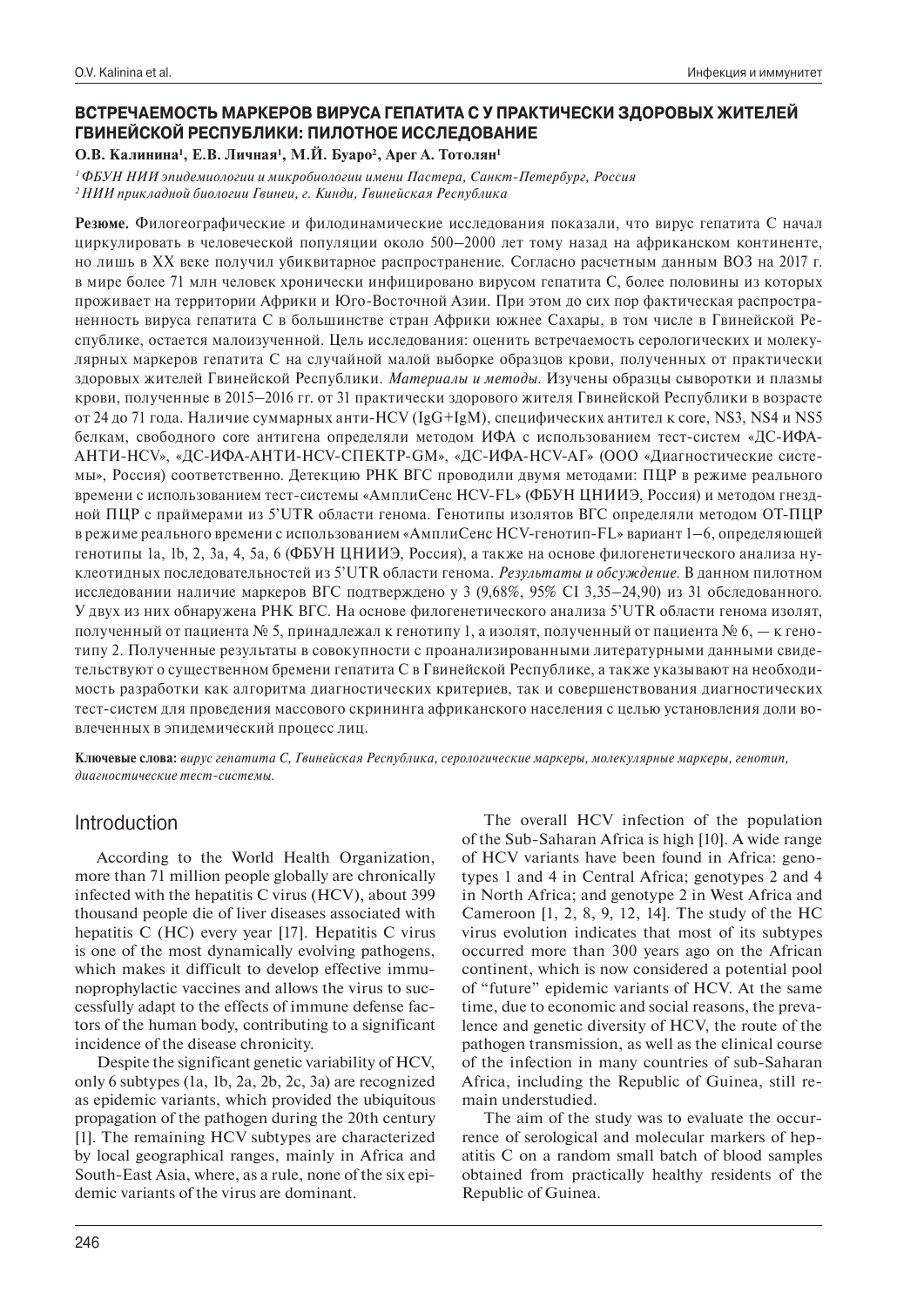## ВСТРЕЧАЕМОСТЬ МАРКЕРОВ ВИРУСА ГЕПАТИТА С У ПРАКТИЧЕСКИ ЗДОРОВЫХ ЖИТЕЛЕЙ ГВИНЕЙСКОЙ РЕСПУБЛИКИ: ПИЛОТНОЕ ИССЛЕДОВАНИЕ

**О.В. Калинина[1], Е.В. Личная[1], М.Й. Буаро[2], Арег А. Тотолян[1]**

*[1] ФБУН НИИ эпидемиологии и микробиологии имени Пастера, Санкт-Петербург, Россия*
*[2] НИИ прикладной биологии Гвинеи, г. Кинди, Гвинейская Республика*

**Резюме.** Филогеографические и филодинамические исследования показали, что вирус гепатита С начал циркулировать в человеческой популяции около 500–2000 лет тому назад на африканском континенте, но лишь в XX веке получил убиквитарное распространение. Согласно расчетным данным ВОЗ на 2017 г. в мире более 71 млн человек хронически инфицировано вирусом гепатита С, более половины из которых проживает на территории Африки и Юго-Восточной Азии. При этом до сих пор фактическая распространенность вируса гепатита С в большинстве стран Африки южнее Сахары, в том числе в Гвинейской Республике, остается малоизученной. Цель исследования: оценить встречаемость серологических и молекулярных маркеров гепатита С на случайной малой выборке образцов крови, полученных от практически здоровых жителей Гвинейской Республики. *Материалы и методы.* Изучены образцы сыворотки и плазмы крови, полученные в 2015–2016 гг. от 31 практически здорового жителя Гвинейской Республики в возрасте от 24 до 71 года. Наличие суммарных анти-HCV (IgG+IgM), специфических антител к core, NS3, NS4 и NS5 белкам, свободного core антигена определяли методом ИФА с использованием тест-систем «ДС-ИФА-АНТИ-HCV», «ДС-ИФА-АНТИ-HCV-СПЕКТР-GM», «ДС-ИФА-HCV-АГ» (ООО «Диагностические системы», Россия) соответственно. Детекцию РНК ВГС проводили двумя методами: ПЦР в режиме реального времени с использованием тест-системы «АмплиСенс HCV-FL» (ФБУН ЦНИИЭ, Россия) и методом гнездной ПЦР с праймерами из 5'UTR области генома. Генотипы изолятов ВГС определяли методом ОТ-ПЦР в режиме реального времени с использованием «АмплиСенс HCV-генотип-FL» вариант 1–6, определяющей генотипы 1a, 1b, 2, 3a, 4, 5a, 6 (ФБУН ЦНИИЭ, Россия), а также на основе филогенетического анализа нуклеотидных последовательностей из 5'UTR области генома. *Результаты и обсуждение.* В данном пилотном исследовании наличие маркеров ВГС подтверждено у 3 (9,68%, 95% CI 3,35–24,90) из 31 обследованного. У двух из них обнаружена РНК ВГС. На основе филогенетического анализа 5'UTR области генома изолят, полученный от пациента № 5, принадлежал к генотипу 1, а изолят, полученный от пациента № 6, — к генотипу 2. Полученные результаты в совокупности с проанализированными литературными данными свидетельствуют о существенном бремени гепатита С в Гвинейской Республике, а также указывают на необходимость разработки как алгоритма диагностических критериев, так и совершенствования диагностических тест-систем для проведения массового скрининга африканского населения с целью установления доли вовлеченных в эпидемический процесс лиц.

**Ключевые слова:** *вирус гепатита С, Гвинейская Республика, серологические маркеры, молекулярные маркеры, генотип, диагностические тест-системы.*

## Introduction

According to the World Health Organization, more than 71 million people globally are chronically infected with the hepatitis C virus (HCV), about 399 thousand people die of liver diseases associated with hepatitis C (HC) every year [17]. Hepatitis C virus is one of the most dynamically evolving pathogens, which makes it difficult to develop effective immunoprophylactic vaccines and allows the virus to successfully adapt to the effects of immune defense factors of the human body, contributing to a significant incidence of the disease chronicity.

Despite the significant genetic variability of HCV, only 6 subtypes (1a, 1b, 2a, 2b, 2c, 3a) are recognized as epidemic variants, which provided the ubiquitous propagation of the pathogen during the 20th century [1]. The remaining HCV subtypes are characterized by local geographical ranges, mainly in Africa and South-East Asia, where, as a rule, none of the six epidemic variants of the virus are dominant.

The overall HCV infection of the population of the Sub-Saharan Africa is high [10]. A wide range of HCV variants have been found in Africa: genotypes 1 and 4 in Central Africa; genotypes 2 and 4 in North Africa; and genotype 2 in West Africa and Cameroon [1, 2, 8, 9, 12, 14]. The study of the HC virus evolution indicates that most of its subtypes occurred more than 300 years ago on the African continent, which is now considered a potential pool of "future" epidemic variants of HCV. At the same time, due to economic and social reasons, the prevalence and genetic diversity of HCV, the route of the pathogen transmission, as well as the clinical course of the infection in many countries of sub-Saharan Africa, including the Republic of Guinea, still remain understudied.

The aim of the study was to evaluate the occurrence of serological and molecular markers of hepatitis C on a random small batch of blood samples obtained from practically healthy residents of the Republic of Guinea.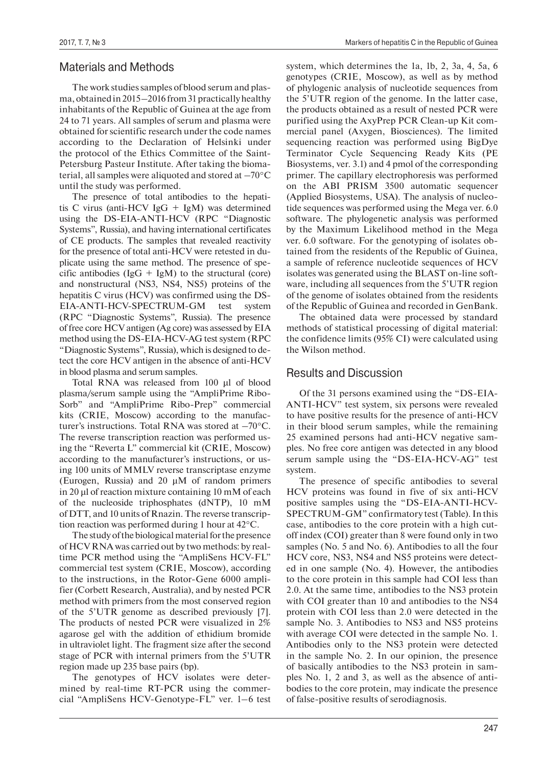## Materials and Methods

The work studies samples of blood serum and plasma, obtained in 2015–2016 from 31 practically healthy inhabitants of the Republic of Guinea at the age from 24 to 71 years. All samples of serum and plasma were obtained for scientific research under the code names according to the Declaration of Helsinki under the protocol of the Ethics Committee of the Saint-Petersburg Pasteur Institute. After taking the biomaterial, all samples were aliquoted and stored at –70°C until the study was performed.

The presence of total antibodies to the hepatitis C virus (anti-HCV IgG + IgM) was determined using the DS-EIA-ANTI-HCV (RPC "Diagnostic Systems", Russia), and having international certificates of CE products. The samples that revealed reactivity for the presence of total anti-HCV were retested in duplicate using the same method. The presence of specific antibodies (IgG + IgM) to the structural (core) and nonstructural (NS3, NS4, NS5) proteins of the hepatitis C virus (HCV) was confirmed using the DS-EIA-ANTI-HCV-SPECTRUM-GM test system (RPC "Diagnostic Systems", Russia). The presence of free core HCV antigen (Ag core) was assessed by EIA method using the DS-EIA-HCV-AG test system (RPC "Diagnostic Systems", Russia), which is designed to detect the core HCV antigen in the absence of anti-HCV in blood plasma and serum samples.

Total RNA was released from 100 μl of blood plasma/serum sample using the "AmpliPrime Ribo-Sorb" and "AmpliPrime Ribo-Prep" commercial kits (CRIE, Moscow) according to the manufacturer's instructions. Total RNA was stored at –70°C. The reverse transcription reaction was performed using the "Reverta L" commercial kit (CRIE, Moscow) according to the manufacturer's instructions, or using 100 units of MMLV reverse transcriptase enzyme (Eurogen, Russia) and 20 μM of random primers in 20 μl of reaction mixture containing 10 mM of each of the nucleoside triphosphates (dNTP), 10 mM of DTT, and 10 units of Rnazin. The reverse transcription reaction was performed during 1 hour at 42°C.

The study of the biological material for the presence of HCV RNA was carried out by two methods: by real-time PCR method using the "AmpliSens HCV-FL" commercial test system (CRIE, Moscow), according to the instructions, in the Rotor-Gene 6000 amplifier (Corbett Research, Australia), and by nested PCR method with primers from the most conserved region of the 5'UTR genome as described previously [7]. The products of nested PCR were visualized in 2% agarose gel with the addition of ethidium bromide in ultraviolet light. The fragment size after the second stage of PCR with internal primers from the 5'UTR region made up 235 base pairs (bp).

The genotypes of HCV isolates were determined by real-time RT-PCR using the commercial "AmpliSens HCV-Genotype-FL" ver. 1–6 test system, which determines the 1a, 1b, 2, 3a, 4, 5a, 6 genotypes (CRIE, Moscow), as well as by method of phylogenic analysis of nucleotide sequences from the 5'UTR region of the genome. In the latter case, the products obtained as a result of nested PCR were purified using the AxyPrep PCR Clean-up Kit commercial panel (Axygen, Biosciences). The limited sequencing reaction was performed using BigDye Terminator Cycle Sequencing Ready Kits (PE Biosystems, ver. 3.1) and 4 pmol of the corresponding primer. The capillary electrophoresis was performed on the ABI PRISM 3500 automatic sequencer (Applied Biosystems, USA). The analysis of nucleotide sequences was performed using the Mega ver. 6.0 software. The phylogenetic analysis was performed by the Maximum Likelihood method in the Mega ver. 6.0 software. For the genotyping of isolates obtained from the residents of the Republic of Guinea, a sample of reference nucleotide sequences of HCV isolates was generated using the BLAST on-line software, including all sequences from the 5'UTR region of the genome of isolates obtained from the residents of the Republic of Guinea and recorded in GenBank.

The obtained data were processed by standard methods of statistical processing of digital material: the confidence limits (95% CI) were calculated using the Wilson method.

## Results and Discussion

Of the 31 persons examined using the "DS-EIA-ANTI-HCV" test system, six persons were revealed to have positive results for the presence of anti-HCV in their blood serum samples, while the remaining 25 examined persons had anti-HCV negative samples. No free core antigen was detected in any blood serum sample using the "DS-EIA-HCV-AG" test system.

The presence of specific antibodies to several HCV proteins was found in five of six anti-HCV positive samples using the "DS-EIA-ANTI-HCV-SPECTRUM-GM" confirmatory test (Table). In this case, antibodies to the core protein with a high cut-off index (COI) greater than 8 were found only in two samples (No. 5 and No. 6). Antibodies to all the four HCV core, NS3, NS4 and NS5 proteins were detected in one sample (No. 4). However, the antibodies to the core protein in this sample had COI less than 2.0. At the same time, antibodies to the NS3 protein with COI greater than 10 and antibodies to the NS4 protein with COI less than 2.0 were detected in the sample No. 3. Antibodies to NS3 and NS5 proteins with average COI were detected in the sample No. 1. Antibodies only to the NS3 protein were detected in the sample No. 2. In our opinion, the presence of basically antibodies to the NS3 protein in samples No. 1, 2 and 3, as well as the absence of antibodies to the core protein, may indicate the presence of false-positive results of serodiagnosis.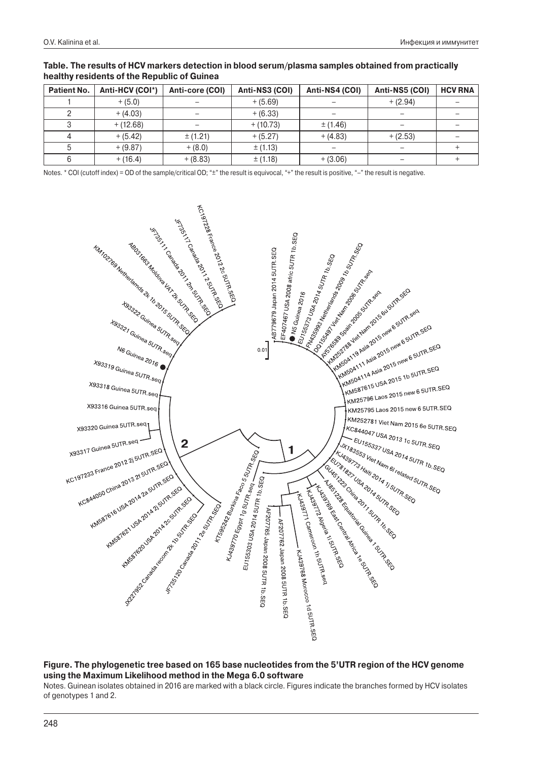**Table. The results of HCV markers detection in blood serum/plasma samples obtained from practically healthy residents of the Republic of Guinea**

| Patient No. | Anti-HCV (COI*) | Anti-core (COI) | Anti-NS3 (COI) | Anti-NS4 (COI) | Anti-NS5 (COI) | HCV RNA |
|---|---|---|---|---|---|---|
| 1 | + (5.0) | – | + (5.69) | – | + (2.94) | – |
| 2 | + (4.03) | – | + (6.33) | – | – | – |
| 3 | + (12.68) | – | + (10.73) | ± (1.46) | – | – |
| 4 | + (5.42) | ± (1.21) | + (5.27) | + (4.83) | + (2.53) | – |
| 5 | + (9.87) | + (8.0) | ± (1.13) | – | – | + |
| 6 | + (16.4) | + (8.83) | ± (1.18) | + (3.06) | – | + |

Notes. * COI (cutoff index) = OD of the sample/critical OD; "±" the result is equivocal, "+" the result is positive, "–" the result is negative.

**Figure. The phylogenetic tree based on 165 base nucleotides from the 5'UTR region of the HCV genome using the Maximum Likelihood method in the Mega 6.0 software**

Notes. Guinean isolates obtained in 2016 are marked with a black circle. Figures indicate the branches formed by HCV isolates of genotypes 1 and 2.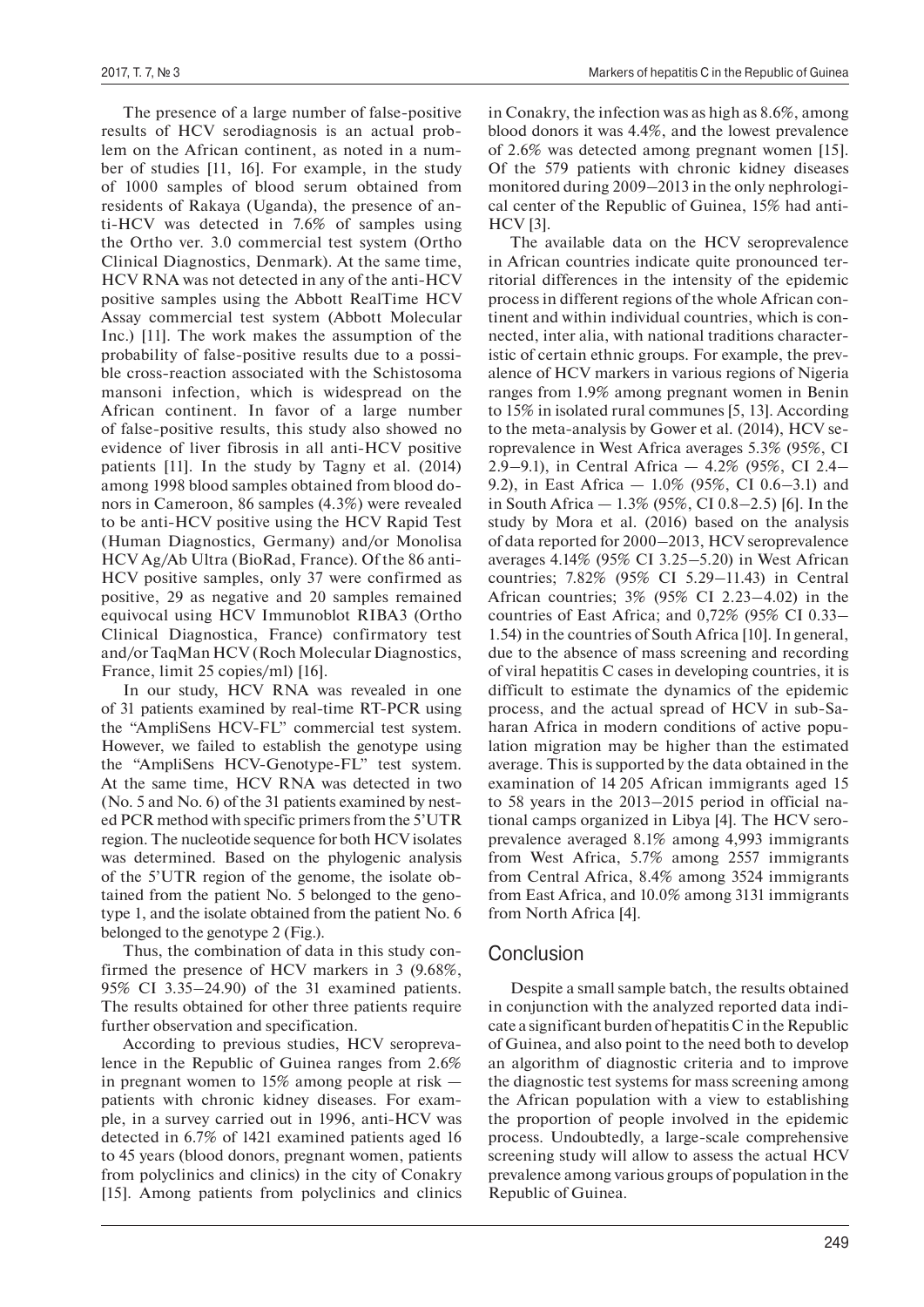The presence of a large number of false-positive results of HCV serodiagnosis is an actual problem on the African continent, as noted in a number of studies [11, 16]. For example, in the study of 1000 samples of blood serum obtained from residents of Rakaya (Uganda), the presence of anti-HCV was detected in 7.6% of samples using the Ortho ver. 3.0 commercial test system (Ortho Clinical Diagnostics, Denmark). At the same time, HCV RNA was not detected in any of the anti-HCV positive samples using the Abbott RealTime HCV Assay commercial test system (Abbott Molecular Inc.) [11]. The work makes the assumption of the probability of false-positive results due to a possible cross-reaction associated with the Schistosoma mansoni infection, which is widespread on the African continent. In favor of a large number of false-positive results, this study also showed no evidence of liver fibrosis in all anti-HCV positive patients [11]. In the study by Tagny et al. (2014) among 1998 blood samples obtained from blood donors in Cameroon, 86 samples (4.3%) were revealed to be anti-HCV positive using the HCV Rapid Test (Human Diagnostics, Germany) and/or Monolisa HCV Ag/Ab Ultra (BioRad, France). Of the 86 anti-HCV positive samples, only 37 were confirmed as positive, 29 as negative and 20 samples remained equivocal using HCV Immunoblot RIBA3 (Ortho Clinical Diagnostica, France) confirmatory test and/or TaqMan HCV (Roch Molecular Diagnostics, France, limit 25 copies/ml) [16].

In our study, HCV RNA was revealed in one of 31 patients examined by real-time RT-PCR using the "AmpliSens HCV-FL" commercial test system. However, we failed to establish the genotype using the "AmpliSens HCV-Genotype-FL" test system. At the same time, HCV RNA was detected in two (No. 5 and No. 6) of the 31 patients examined by nested PCR method with specific primers from the 5'UTR region. The nucleotide sequence for both HCV isolates was determined. Based on the phylogenic analysis of the 5'UTR region of the genome, the isolate obtained from the patient No. 5 belonged to the genotype 1, and the isolate obtained from the patient No. 6 belonged to the genotype 2 (Fig.).

Thus, the combination of data in this study confirmed the presence of HCV markers in 3 (9.68%, 95% CI 3.35–24.90) of the 31 examined patients. The results obtained for other three patients require further observation and specification.

According to previous studies, HCV seroprevalence in the Republic of Guinea ranges from 2.6% in pregnant women to 15% among people at risk — patients with chronic kidney diseases. For example, in a survey carried out in 1996, anti-HCV was detected in 6.7% of 1421 examined patients aged 16 to 45 years (blood donors, pregnant women, patients from polyclinics and clinics) in the city of Conakry [15]. Among patients from polyclinics and clinics in Conakry, the infection was as high as 8.6%, among blood donors it was 4.4%, and the lowest prevalence of 2.6% was detected among pregnant women [15]. Of the 579 patients with chronic kidney diseases monitored during 2009–2013 in the only nephrological center of the Republic of Guinea, 15% had anti-HCV [3].

The available data on the HCV seroprevalence in African countries indicate quite pronounced territorial differences in the intensity of the epidemic process in different regions of the whole African continent and within individual countries, which is connected, inter alia, with national traditions characteristic of certain ethnic groups. For example, the prevalence of HCV markers in various regions of Nigeria ranges from 1.9% among pregnant women in Benin to 15% in isolated rural communes [5, 13]. According to the meta-analysis by Gower et al. (2014), HCV seroprevalence in West Africa averages 5.3% (95%, CI 2.9–9.1), in Central Africa — 4.2% (95%, CI 2.4–9.2), in East Africa — 1.0% (95%, CI 0.6–3.1) and in South Africa — 1.3% (95%, CI 0.8–2.5) [6]. In the study by Mora et al. (2016) based on the analysis of data reported for 2000–2013, HCV seroprevalence averages 4.14% (95% CI 3.25–5.20) in West African countries; 7.82% (95% CI 5.29–11.43) in Central African countries; 3% (95% CI 2.23–4.02) in the countries of East Africa; and 0,72% (95% CI 0.33–1.54) in the countries of South Africa [10]. In general, due to the absence of mass screening and recording of viral hepatitis C cases in developing countries, it is difficult to estimate the dynamics of the epidemic process, and the actual spread of HCV in sub-Saharan Africa in modern conditions of active population migration may be higher than the estimated average. This is supported by the data obtained in the examination of 14 205 African immigrants aged 15 to 58 years in the 2013–2015 period in official national camps organized in Libya [4]. The HCV seroprevalence averaged 8.1% among 4,993 immigrants from West Africa, 5.7% among 2557 immigrants from Central Africa, 8.4% among 3524 immigrants from East Africa, and 10.0% among 3131 immigrants from North Africa [4].

## Conclusion

Despite a small sample batch, the results obtained in conjunction with the analyzed reported data indicate a significant burden of hepatitis C in the Republic of Guinea, and also point to the need both to develop an algorithm of diagnostic criteria and to improve the diagnostic test systems for mass screening among the African population with a view to establishing the proportion of people involved in the epidemic process. Undoubtedly, a large-scale comprehensive screening study will allow to assess the actual HCV prevalence among various groups of population in the Republic of Guinea.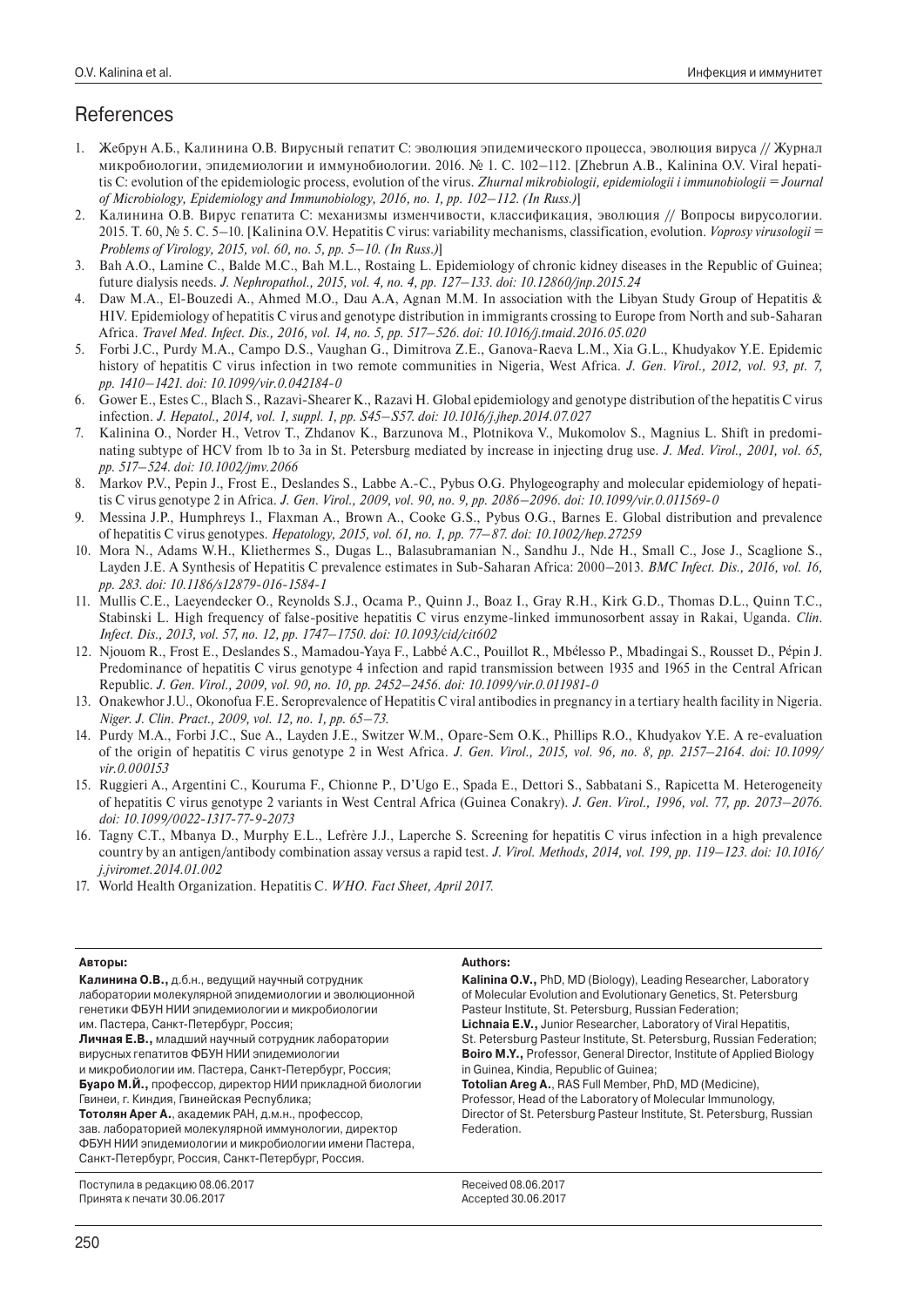## References

1. Жебрун А.Б., Калинина О.В. Вирусный гепатит С: эволюция эпидемического процесса, эволюция вируса // Журнал микробиологии, эпидемиологии и иммунобиологии. 2016. № 1. С. 102–112. [Zhebrun A.B., Kalinina O.V. Viral hepatitis C: evolution of the epidemiologic process, evolution of the virus. *Zhurnal mikrobiologii, epidemiologii i immunobiologii = Journal of Microbiology, Epidemiology and Immunobiology, 2016, no. 1, pp. 102–112. (In Russ.)*]
2. Калинина О.В. Вирус гепатита С: механизмы изменчивости, классификация, эволюция // Вопросы вирусологии. 2015. Т. 60, № 5. С. 5–10. [Kalinina O.V. Hepatitis C virus: variability mechanisms, classification, evolution. *Voprosy virusologii = Problems of Virology, 2015, vol. 60, no. 5, pp. 5–10. (In Russ.)*]
3. Bah A.O., Lamine C., Balde M.C., Bah M.L., Rostaing L. Epidemiology of chronic kidney diseases in the Republic of Guinea; future dialysis needs. *J. Nephropathol., 2015, vol. 4, no. 4, pp. 127–133. doi: 10.12860/jnp.2015.24*
4. Daw M.A., El-Bouzedi A., Ahmed M.O., Dau A.A, Agnan M.M. In association with the Libyan Study Group of Hepatitis & HIV. Epidemiology of hepatitis C virus and genotype distribution in immigrants crossing to Europe from North and sub-Saharan Africa. *Travel Med. Infect. Dis., 2016, vol. 14, no. 5, pp. 517–526. doi: 10.1016/j.tmaid.2016.05.020*
5. Forbi J.C., Purdy M.A., Campo D.S., Vaughan G., Dimitrova Z.E., Ganova-Raeva L.M., Xia G.L., Khudyakov Y.E. Epidemic history of hepatitis C virus infection in two remote communities in Nigeria, West Africa. *J. Gen. Virol., 2012, vol. 93, pt. 7, pp. 1410–1421. doi: 10.1099/vir.0.042184-0*
6. Gower E., Estes C., Blach S., Razavi-Shearer K., Razavi H. Global epidemiology and genotype distribution of the hepatitis C virus infection. *J. Hepatol., 2014, vol. 1, suppl. 1, pp. S45–S57. doi: 10.1016/j.jhep.2014.07.027*
7. Kalinina O., Norder H., Vetrov T., Zhdanov K., Barzunova M., Plotnikova V., Mukomolov S., Magnius L. Shift in predominating subtype of HCV from 1b to 3a in St. Petersburg mediated by increase in injecting drug use. *J. Med. Virol., 2001, vol. 65, pp. 517–524. doi: 10.1002/jmv.2066*
8. Markov P.V., Pepin J., Frost E., Deslandes S., Labbe A.-C., Pybus O.G. Phylogeography and molecular epidemiology of hepatitis C virus genotype 2 in Africa. *J. Gen. Virol., 2009, vol. 90, no. 9, pp. 2086–2096. doi: 10.1099/vir.0.011569-0*
9. Messina J.P., Humphreys I., Flaxman A., Brown A., Cooke G.S., Pybus O.G., Barnes E. Global distribution and prevalence of hepatitis C virus genotypes. *Hepatology, 2015, vol. 61, no. 1, pp. 77–87. doi: 10.1002/hep.27259*
10. Mora N., Adams W.H., Kliethermes S., Dugas L., Balasubramanian N., Sandhu J., Nde H., Small C., Jose J., Scaglione S., Layden J.E. A Synthesis of Hepatitis C prevalence estimates in Sub-Saharan Africa: 2000–2013. *BMC Infect. Dis., 2016, vol. 16, pp. 283. doi: 10.1186/s12879-016-1584-1*
11. Mullis C.E., Laeyendecker O., Reynolds S.J., Ocama P., Quinn J., Boaz I., Gray R.H., Kirk G.D., Thomas D.L., Quinn T.C., Stabinski L. High frequency of false-positive hepatitis C virus enzyme-linked immunosorbent assay in Rakai, Uganda. *Clin. Infect. Dis., 2013, vol. 57, no. 12, pp. 1747–1750. doi: 10.1093/cid/cit602*
12. Njouom R., Frost E., Deslandes S., Mamadou-Yaya F., Labbé A.C., Pouillot R., Mbélesso P., Mbadingai S., Rousset D., Pépin J. Predominance of hepatitis C virus genotype 4 infection and rapid transmission between 1935 and 1965 in the Central African Republic. *J. Gen. Virol., 2009, vol. 90, no. 10, pp. 2452–2456. doi: 10.1099/vir.0.011981-0*
13. Onakewhor J.U., Okonofua F.E. Seroprevalence of Hepatitis C viral antibodies in pregnancy in a tertiary health facility in Nigeria. *Niger. J. Clin. Pract., 2009, vol. 12, no. 1, pp. 65–73.*
14. Purdy M.A., Forbi J.C., Sue A., Layden J.E., Switzer W.M., Opare-Sem O.K., Phillips R.O., Khudyakov Y.E. A re-evaluation of the origin of hepatitis C virus genotype 2 in West Africa. *J. Gen. Virol., 2015, vol. 96, no. 8, pp. 2157–2164. doi: 10.1099/vir.0.000153*
15. Ruggieri A., Argentini C., Kouruma F., Chionne P., D'Ugo E., Spada E., Dettori S., Sabbatani S., Rapicetta M. Heterogeneity of hepatitis C virus genotype 2 variants in West Central Africa (Guinea Conakry). *J. Gen. Virol., 1996, vol. 77, pp. 2073–2076. doi: 10.1099/0022-1317-77-9-2073*
16. Tagny C.T., Mbanya D., Murphy E.L., Lefrère J.J., Laperche S. Screening for hepatitis C virus infection in a high prevalence country by an antigen/antibody combination assay versus a rapid test. *J. Virol. Methods, 2014, vol. 199, pp. 119–123. doi: 10.1016/j.jviromet.2014.01.002*
17. World Health Organization. Hepatitis C. *WHO. Fact Sheet, April 2017.*

**Авторы:**

**Калинина О.В.,** д.б.н., ведущий научный сотрудник лаборатории молекулярной эпидемиологии и эволюционной генетики ФБУН НИИ эпидемиологии и микробиологии им. Пастера, Санкт-Петербург, Россия;
**Личная Е.В.,** младший научный сотрудник лаборатории вирусных гепатитов ФБУН НИИ эпидемиологии и микробиологии им. Пастера, Санкт-Петербург, Россия;
**Буаро М.Й.,** профессор, директор НИИ прикладной биологии Гвинеи, г. Киндия, Гвинейская Республика;
**Тотолян Арег А.**, академик РАН, д.м.н., профессор, зав. лабораторией молекулярной иммунологии, директор ФБУН НИИ эпидемиологии и микробиологии имени Пастера, Санкт-Петербург, Россия, Санкт-Петербург, Россия.

Поступила в редакцию 08.06.2017
Принята к печати 30.06.2017

**Authors:**

**Kalinina O.V.,** PhD, MD (Biology), Leading Researcher, Laboratory of Molecular Evolution and Evolutionary Genetics, St. Petersburg Pasteur Institute, St. Petersburg, Russian Federation;
**Lichnaia E.V.,** Junior Researcher, Laboratory of Viral Hepatitis, St. Petersburg Pasteur Institute, St. Petersburg, Russian Federation;
**Boiro M.Y.,** Professor, General Director, Institute of Applied Biology in Guinea, Kindia, Republic of Guinea;
**Totolian Areg A.**, RAS Full Member, PhD, MD (Medicine), Professor, Head of the Laboratory of Molecular Immunology, Director of St. Petersburg Pasteur Institute, St. Petersburg, Russian Federation.

Received 08.06.2017
Accepted 30.06.2017